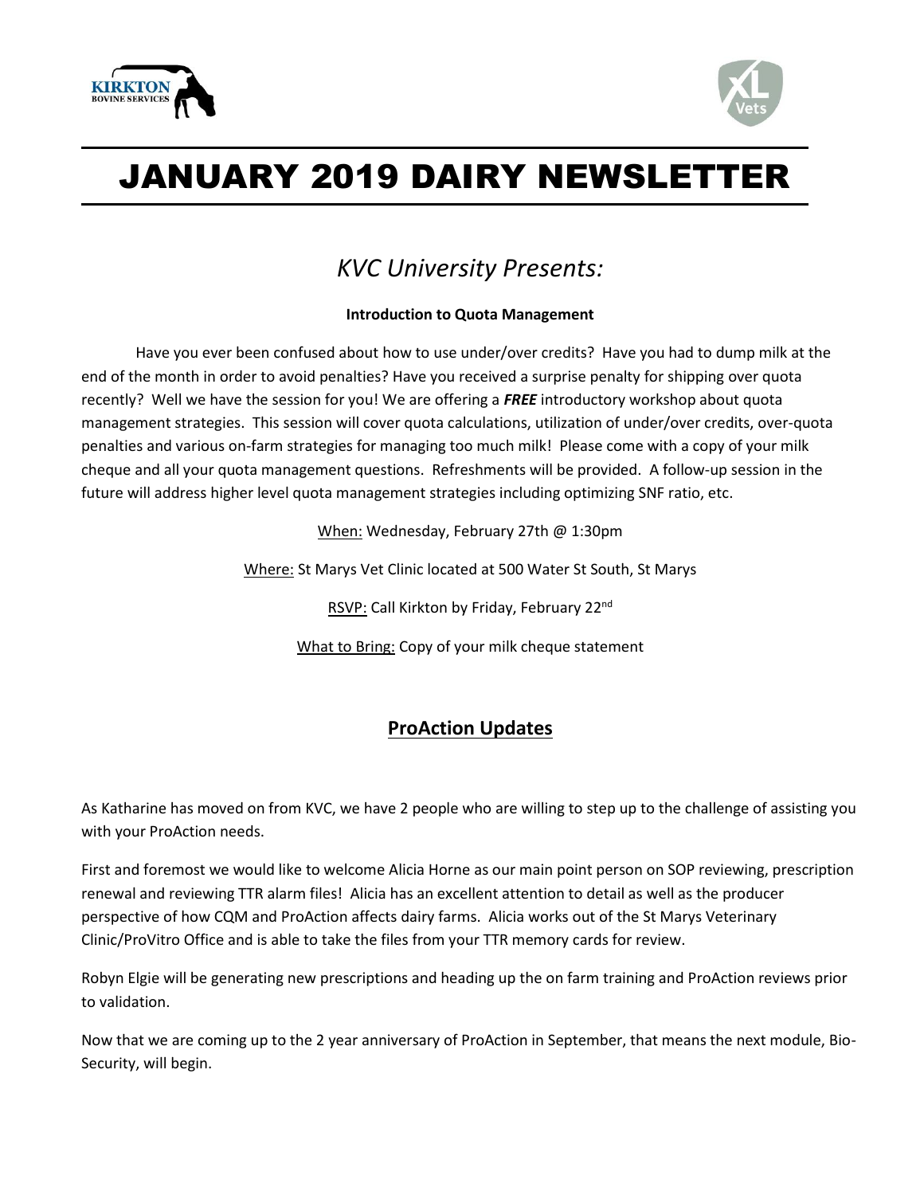# JANUARY 2019 DAIRY NEWSLETTER

## *KVC University Presents:*

**Introduction to Quota Management**

Have you ever been confused about how to use under/over credits? Have you had to dump milk at the end of the month in order to avoid penalties? Have you received a surprise penalty for shipping over quota recently? Well we have the session for you! We are offering a ***FREE*** introductory workshop about quota management strategies. This session will cover quota calculations, utilization of under/over credits, over-quota penalties and various on-farm strategies for managing too much milk! Please come with a copy of your milk cheque and all your quota management questions. Refreshments will be provided. A follow-up session in the future will address higher level quota management strategies including optimizing SNF ratio, etc.

When: Wednesday, February 27th @ 1:30pm

Where: St Marys Vet Clinic located at 500 Water St South, St Marys

RSVP: Call Kirkton by Friday, February 22nd

What to Bring: Copy of your milk cheque statement

## ProAction Updates

As Katharine has moved on from KVC, we have 2 people who are willing to step up to the challenge of assisting you with your ProAction needs.

First and foremost we would like to welcome Alicia Horne as our main point person on SOP reviewing, prescription renewal and reviewing TTR alarm files! Alicia has an excellent attention to detail as well as the producer perspective of how CQM and ProAction affects dairy farms. Alicia works out of the St Marys Veterinary Clinic/ProVitro Office and is able to take the files from your TTR memory cards for review.

Robyn Elgie will be generating new prescriptions and heading up the on farm training and ProAction reviews prior to validation.

Now that we are coming up to the 2 year anniversary of ProAction in September, that means the next module, Bio-Security, will begin.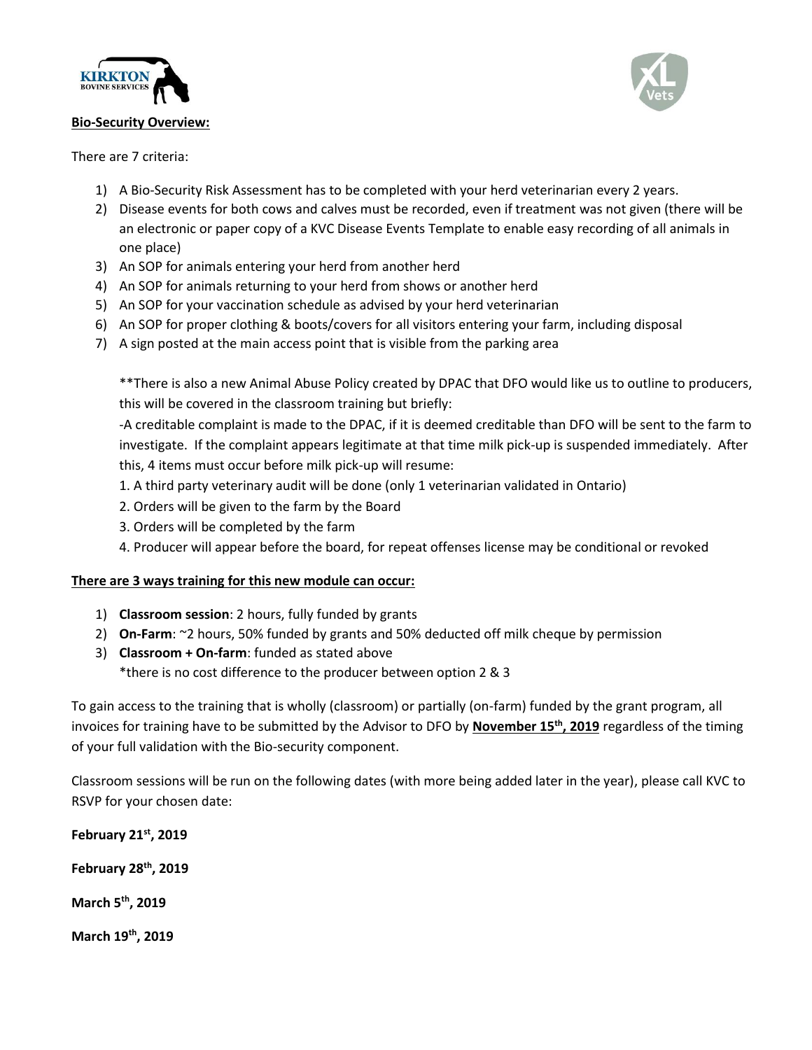**Bio-Security Overview:**

There are 7 criteria:

1) A Bio-Security Risk Assessment has to be completed with your herd veterinarian every 2 years.
2) Disease events for both cows and calves must be recorded, even if treatment was not given (there will be an electronic or paper copy of a KVC Disease Events Template to enable easy recording of all animals in one place)
3) An SOP for animals entering your herd from another herd
4) An SOP for animals returning to your herd from shows or another herd
5) An SOP for your vaccination schedule as advised by your herd veterinarian
6) An SOP for proper clothing & boots/covers for all visitors entering your farm, including disposal
7) A sign posted at the main access point that is visible from the parking area

**There is also a new Animal Abuse Policy created by DPAC that DFO would like us to outline to producers, this will be covered in the classroom training but briefly:

-A creditable complaint is made to the DPAC, if it is deemed creditable than DFO will be sent to the farm to investigate. If the complaint appears legitimate at that time milk pick-up is suspended immediately. After this, 4 items must occur before milk pick-up will resume:

1. A third party veterinary audit will be done (only 1 veterinarian validated in Ontario)
2. Orders will be given to the farm by the Board
3. Orders will be completed by the farm
4. Producer will appear before the board, for repeat offenses license may be conditional or revoked

**There are 3 ways training for this new module can occur:**

1) **Classroom session**: 2 hours, fully funded by grants
2) **On-Farm**: ~2 hours, 50% funded by grants and 50% deducted off milk cheque by permission
3) **Classroom + On-farm**: funded as stated above
   *there is no cost difference to the producer between option 2 & 3

To gain access to the training that is wholly (classroom) or partially (on-farm) funded by the grant program, all invoices for training have to be submitted by the Advisor to DFO by **November 15th, 2019** regardless of the timing of your full validation with the Bio-security component.

Classroom sessions will be run on the following dates (with more being added later in the year), please call KVC to RSVP for your chosen date:

**February 21st, 2019**

**February 28th, 2019**

**March 5th, 2019**

**March 19th, 2019**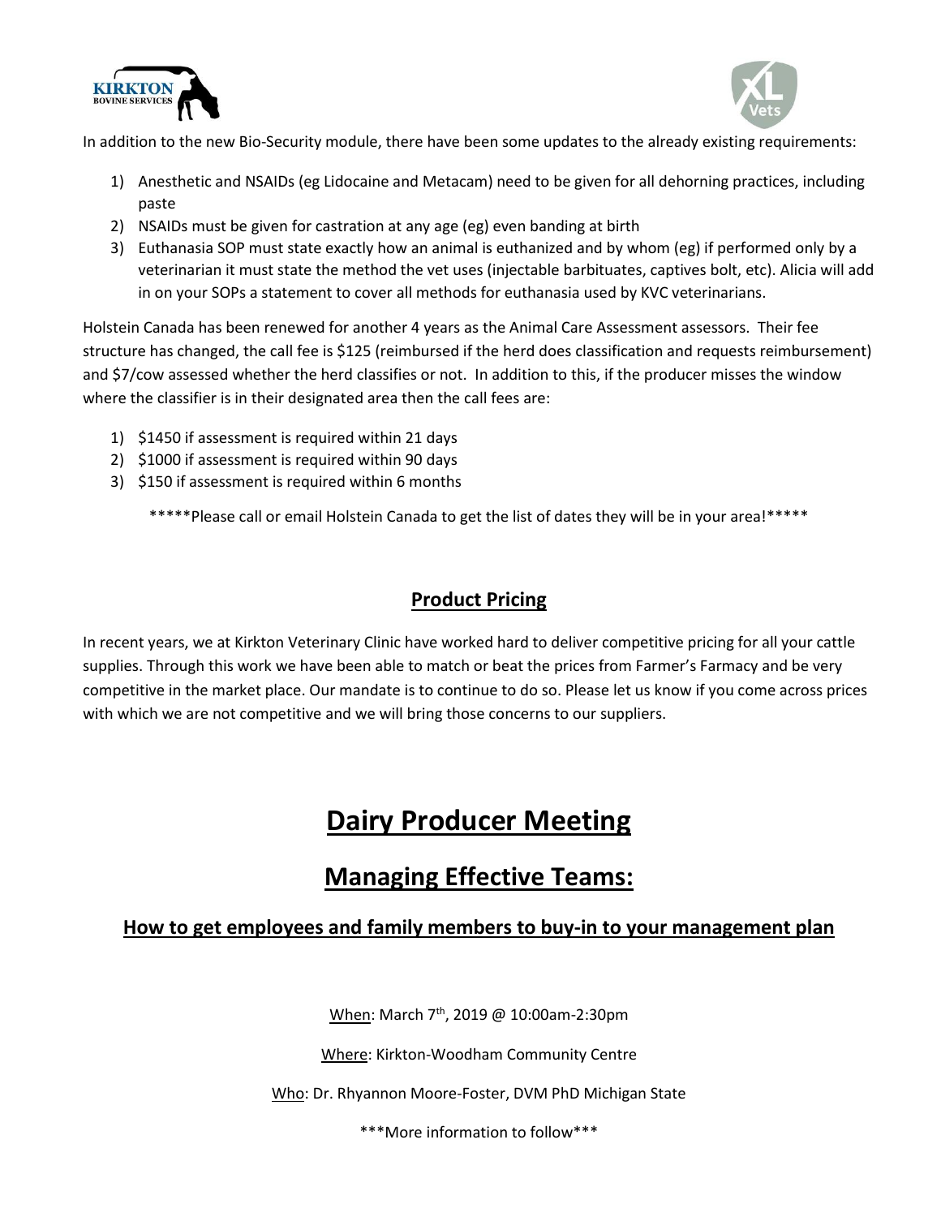In addition to the new Bio-Security module, there have been some updates to the already existing requirements:

1) Anesthetic and NSAIDs (eg Lidocaine and Metacam) need to be given for all dehorning practices, including paste
2) NSAIDs must be given for castration at any age (eg) even banding at birth
3) Euthanasia SOP must state exactly how an animal is euthanized and by whom (eg) if performed only by a veterinarian it must state the method the vet uses (injectable barbituates, captives bolt, etc). Alicia will add in on your SOPs a statement to cover all methods for euthanasia used by KVC veterinarians.

Holstein Canada has been renewed for another 4 years as the Animal Care Assessment assessors. Their fee structure has changed, the call fee is $125 (reimbursed if the herd does classification and requests reimbursement) and $7/cow assessed whether the herd classifies or not. In addition to this, if the producer misses the window where the classifier is in their designated area then the call fees are:

1) $1450 if assessment is required within 21 days
2) $1000 if assessment is required within 90 days
3) $150 if assessment is required within 6 months

*****Please call or email Holstein Canada to get the list of dates they will be in your area!*****

## Product Pricing

In recent years, we at Kirkton Veterinary Clinic have worked hard to deliver competitive pricing for all your cattle supplies. Through this work we have been able to match or beat the prices from Farmer's Farmacy and be very competitive in the market place. Our mandate is to continue to do so. Please let us know if you come across prices with which we are not competitive and we will bring those concerns to our suppliers.

# Dairy Producer Meeting

## Managing Effective Teams:

### How to get employees and family members to buy-in to your management plan

When: March 7th, 2019 @ 10:00am-2:30pm

Where: Kirkton-Woodham Community Centre

Who: Dr. Rhyannon Moore-Foster, DVM PhD Michigan State

***More information to follow***